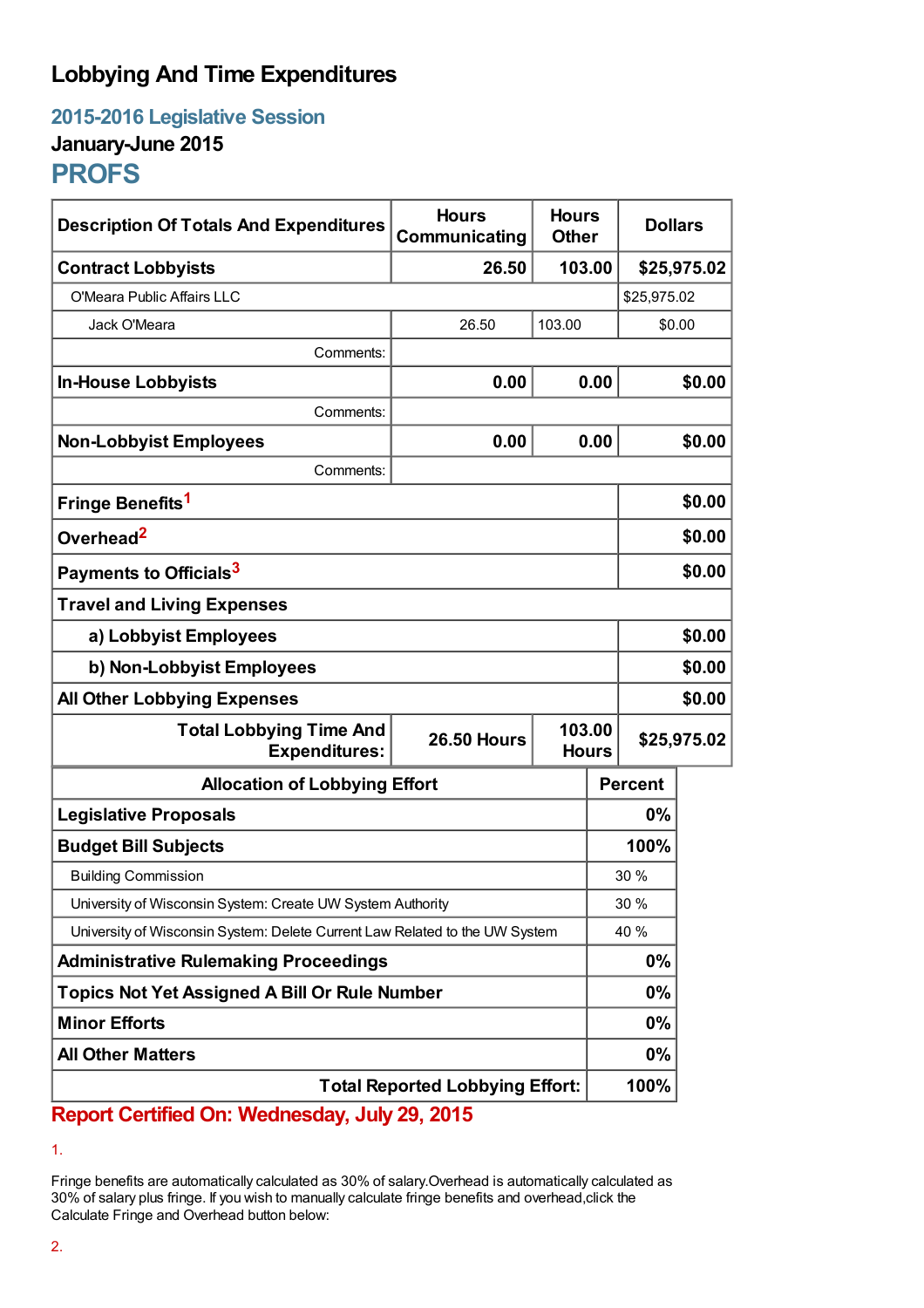# Lobbying And Time Expenditures

## 2015-2016 Legislative Session

### January-June 2015

## PROFS

| Description Of Totals And Expenditures | Hours Communicating | Hours Other | Dollars |
|---|---|---|---|
| **Contract Lobbyists** | **26.50** | **103.00** | **$25,975.02** |
| O'Meara Public Affairs LLC | | | $25,975.02 |
| Jack O'Meara | 26.50 | 103.00 | $0.00 |
| Comments: | | | |
| **In-House Lobbyists** | **0.00** | **0.00** | **$0.00** |
| Comments: | | | |
| **Non-Lobbyist Employees** | **0.00** | **0.00** | **$0.00** |
| Comments: | | | |
| **Fringe Benefits**[1] | | | **$0.00** |
| **Overhead**[2] | | | **$0.00** |
| **Payments to Officials**[3] | | | **$0.00** |
| **Travel and Living Expenses** | | | |
| **a) Lobbyist Employees** | | | **$0.00** |
| **b) Non-Lobbyist Employees** | | | **$0.00** |
| **All Other Lobbying Expenses** | | | **$0.00** |
| **Total Lobbying Time And Expenditures:** | **26.50 Hours** | **103.00 Hours** | **$25,975.02** |

| Allocation of Lobbying Effort | Percent |
|---|---|
| **Legislative Proposals** | **0%** |
| **Budget Bill Subjects** | **100%** |
| Building Commission | 30 % |
| University of Wisconsin System: Create UW System Authority | 30 % |
| University of Wisconsin System: Delete Current Law Related to the UW System | 40 % |
| **Administrative Rulemaking Proceedings** | **0%** |
| **Topics Not Yet Assigned A Bill Or Rule Number** | **0%** |
| **Minor Efforts** | **0%** |
| **All Other Matters** | **0%** |
| **Total Reported Lobbying Effort:** | **100%** |

**Report Certified On: Wednesday, July 29, 2015**

1.

Fringe benefits are automatically calculated as 30% of salary.Overhead is automatically calculated as 30% of salary plus fringe. If you wish to manually calculate fringe benefits and overhead,click the Calculate Fringe and Overhead button below:

2.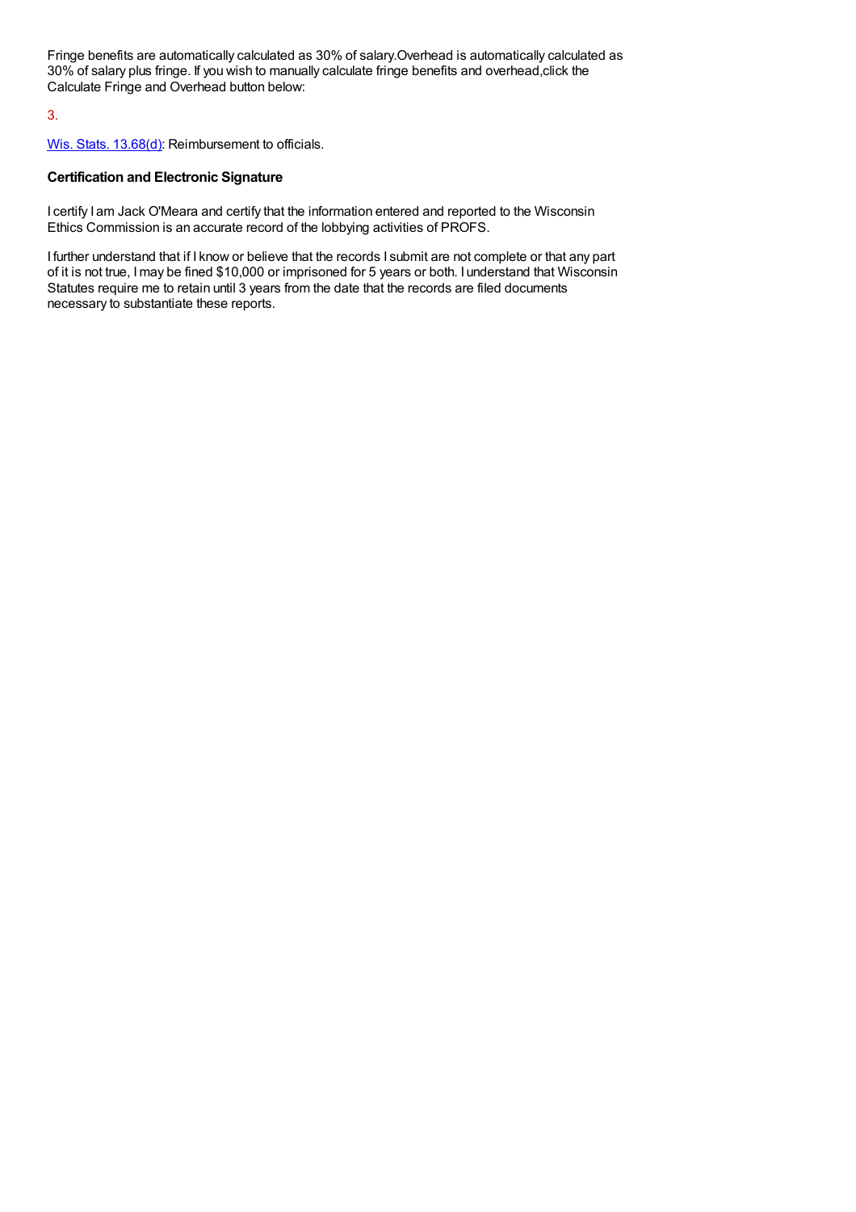Fringe benefits are automatically calculated as 30% of salary.Overhead is automatically calculated as 30% of salary plus fringe. If you wish to manually calculate fringe benefits and overhead,click the Calculate Fringe and Overhead button below:

3.

Wis. Stats. 13.68(d): Reimbursement to officials.

### Certification and Electronic Signature

I certify I am Jack O'Meara and certify that the information entered and reported to the Wisconsin Ethics Commission is an accurate record of the lobbying activities of PROFS.

I further understand that if I know or believe that the records I submit are not complete or that any part of it is not true, I may be fined $10,000 or imprisoned for 5 years or both. I understand that Wisconsin Statutes require me to retain until 3 years from the date that the records are filed documents necessary to substantiate these reports.